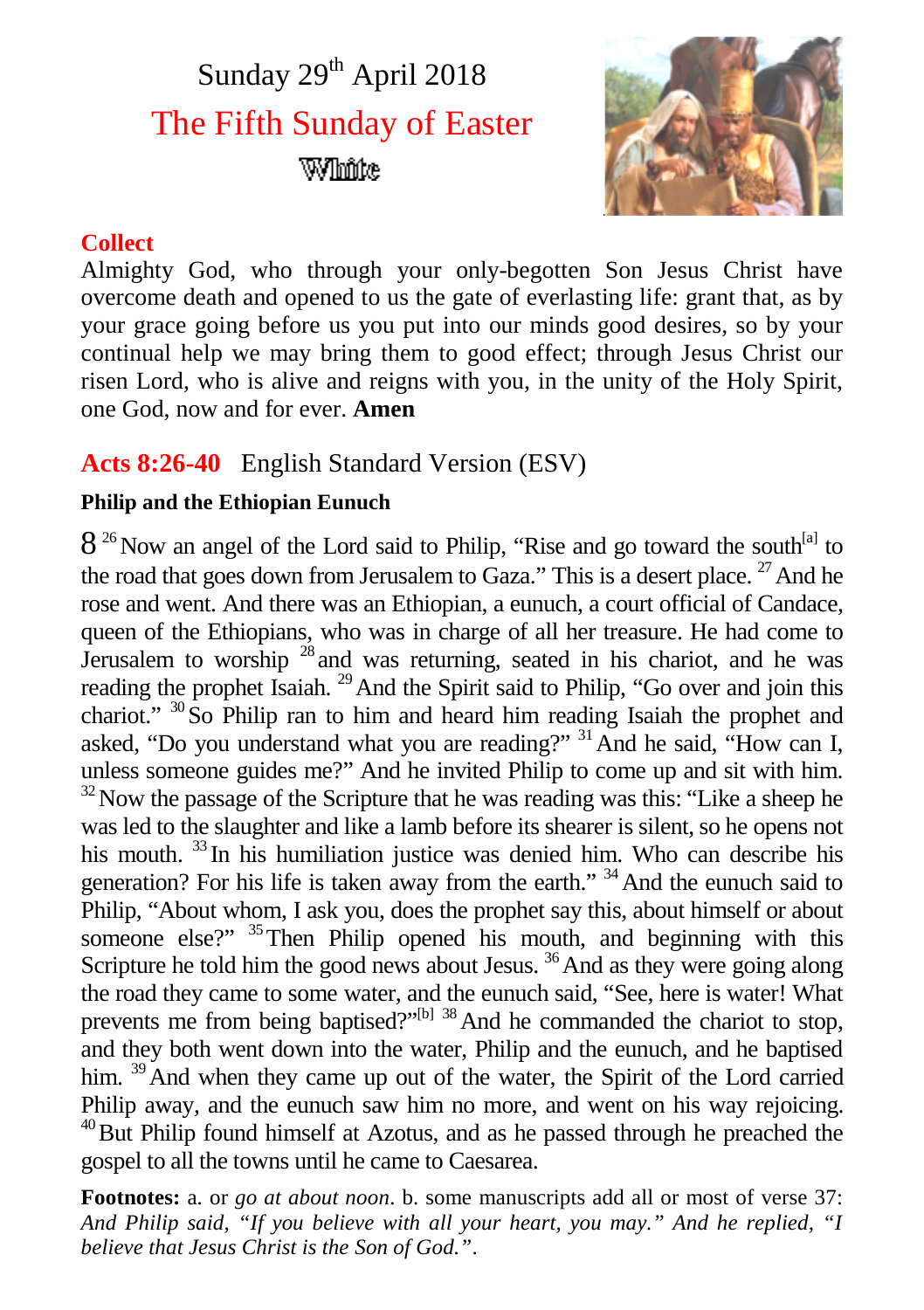# Sunday 29th April 2018

## The Fifth Sunday of Easter

White

### Collect

Almighty God, who through your only-begotten Son Jesus Christ have overcome death and opened to us the gate of everlasting life: grant that, as by your grace going before us you put into our minds good desires, so by your continual help we may bring them to good effect; through Jesus Christ our risen Lord, who is alive and reigns with you, in the unity of the Holy Spirit, one God, now and for ever. **Amen**

## Acts 8:26-40 English Standard Version (ESV)

**Philip and the Ethiopian Eunuch**

8 [26] Now an angel of the Lord said to Philip, "Rise and go toward the south[a] to the road that goes down from Jerusalem to Gaza." This is a desert place. [27] And he rose and went. And there was an Ethiopian, a eunuch, a court official of Candace, queen of the Ethiopians, who was in charge of all her treasure. He had come to Jerusalem to worship [28] and was returning, seated in his chariot, and he was reading the prophet Isaiah. [29] And the Spirit said to Philip, "Go over and join this chariot." [30] So Philip ran to him and heard him reading Isaiah the prophet and asked, "Do you understand what you are reading?" [31] And he said, "How can I, unless someone guides me?" And he invited Philip to come up and sit with him. [32] Now the passage of the Scripture that he was reading was this: "Like a sheep he was led to the slaughter and like a lamb before its shearer is silent, so he opens not his mouth. [33] In his humiliation justice was denied him. Who can describe his generation? For his life is taken away from the earth." [34] And the eunuch said to Philip, "About whom, I ask you, does the prophet say this, about himself or about someone else?" [35] Then Philip opened his mouth, and beginning with this Scripture he told him the good news about Jesus. [36] And as they were going along the road they came to some water, and the eunuch said, "See, here is water! What prevents me from being baptised?"[b] [38] And he commanded the chariot to stop, and they both went down into the water, Philip and the eunuch, and he baptised him. [39] And when they came up out of the water, the Spirit of the Lord carried Philip away, and the eunuch saw him no more, and went on his way rejoicing. [40] But Philip found himself at Azotus, and as he passed through he preached the gospel to all the towns until he came to Caesarea.

**Footnotes:** a. or *go at about noon*. b. some manuscripts add all or most of verse 37: *And Philip said, "If you believe with all your heart, you may." And he replied, "I believe that Jesus Christ is the Son of God."*.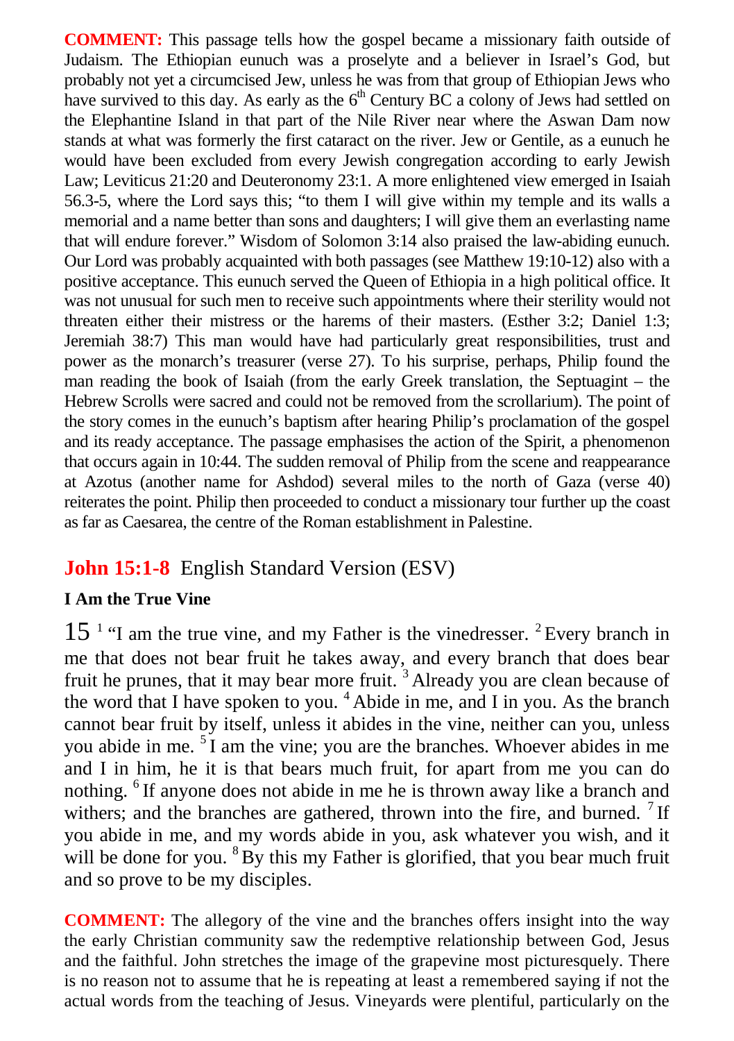**COMMENT:** This passage tells how the gospel became a missionary faith outside of Judaism. The Ethiopian eunuch was a proselyte and a believer in Israel's God, but probably not yet a circumcised Jew, unless he was from that group of Ethiopian Jews who have survived to this day. As early as the 6th Century BC a colony of Jews had settled on the Elephantine Island in that part of the Nile River near where the Aswan Dam now stands at what was formerly the first cataract on the river. Jew or Gentile, as a eunuch he would have been excluded from every Jewish congregation according to early Jewish Law; Leviticus 21:20 and Deuteronomy 23:1. A more enlightened view emerged in Isaiah 56.3-5, where the Lord says this; "to them I will give within my temple and its walls a memorial and a name better than sons and daughters; I will give them an everlasting name that will endure forever." Wisdom of Solomon 3:14 also praised the law-abiding eunuch. Our Lord was probably acquainted with both passages (see Matthew 19:10-12) also with a positive acceptance. This eunuch served the Queen of Ethiopia in a high political office. It was not unusual for such men to receive such appointments where their sterility would not threaten either their mistress or the harems of their masters. (Esther 3:2; Daniel 1:3; Jeremiah 38:7) This man would have had particularly great responsibilities, trust and power as the monarch's treasurer (verse 27). To his surprise, perhaps, Philip found the man reading the book of Isaiah (from the early Greek translation, the Septuagint – the Hebrew Scrolls were sacred and could not be removed from the scrollarium). The point of the story comes in the eunuch's baptism after hearing Philip's proclamation of the gospel and its ready acceptance. The passage emphasises the action of the Spirit, a phenomenon that occurs again in 10:44. The sudden removal of Philip from the scene and reappearance at Azotus (another name for Ashdod) several miles to the north of Gaza (verse 40) reiterates the point. Philip then proceeded to conduct a missionary tour further up the coast as far as Caesarea, the centre of the Roman establishment in Palestine.

## **John 15:1-8** English Standard Version (ESV)

**I Am the True Vine**

15 [1] "I am the true vine, and my Father is the vinedresser. [2] Every branch in me that does not bear fruit he takes away, and every branch that does bear fruit he prunes, that it may bear more fruit. [3] Already you are clean because of the word that I have spoken to you. [4] Abide in me, and I in you. As the branch cannot bear fruit by itself, unless it abides in the vine, neither can you, unless you abide in me. [5] I am the vine; you are the branches. Whoever abides in me and I in him, he it is that bears much fruit, for apart from me you can do nothing. [6] If anyone does not abide in me he is thrown away like a branch and withers; and the branches are gathered, thrown into the fire, and burned. [7] If you abide in me, and my words abide in you, ask whatever you wish, and it will be done for you. [8] By this my Father is glorified, that you bear much fruit and so prove to be my disciples.

**COMMENT:** The allegory of the vine and the branches offers insight into the way the early Christian community saw the redemptive relationship between God, Jesus and the faithful. John stretches the image of the grapevine most picturesquely. There is no reason not to assume that he is repeating at least a remembered saying if not the actual words from the teaching of Jesus. Vineyards were plentiful, particularly on the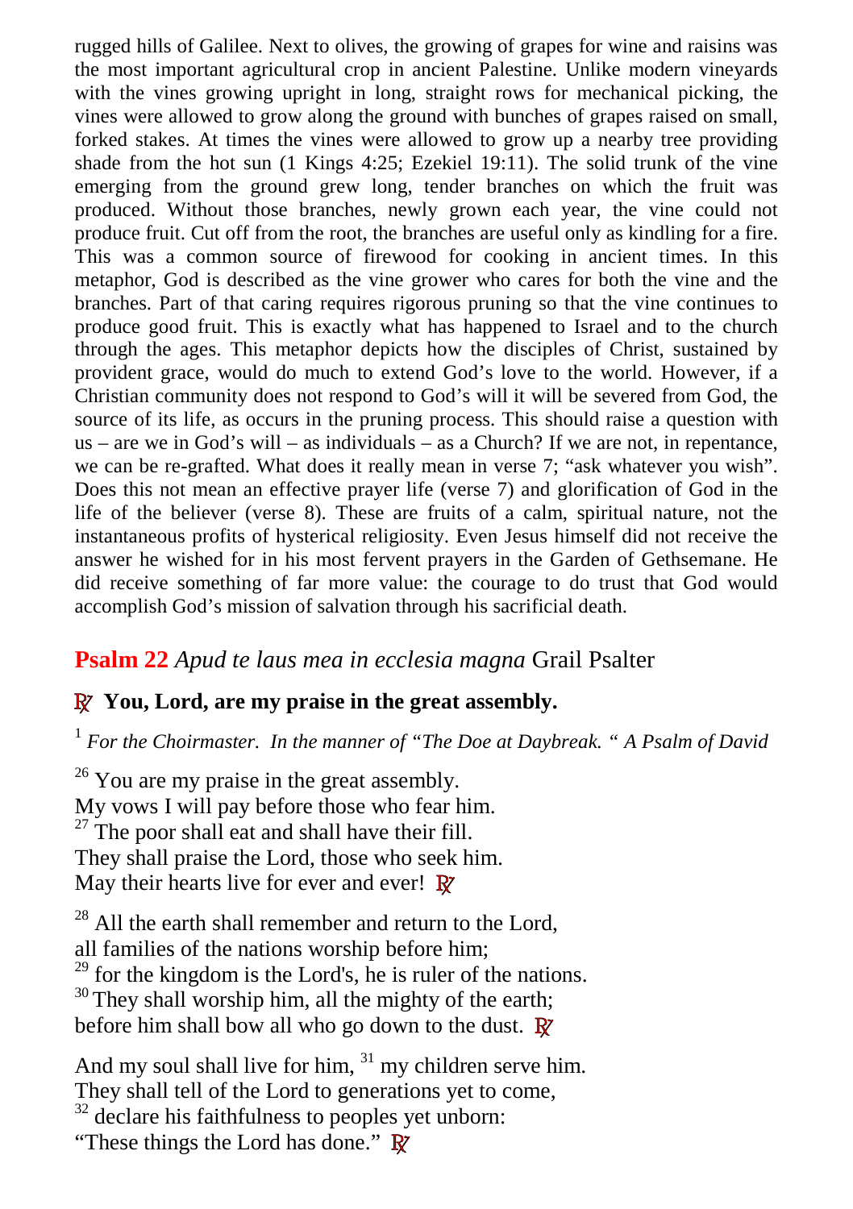rugged hills of Galilee. Next to olives, the growing of grapes for wine and raisins was the most important agricultural crop in ancient Palestine. Unlike modern vineyards with the vines growing upright in long, straight rows for mechanical picking, the vines were allowed to grow along the ground with bunches of grapes raised on small, forked stakes. At times the vines were allowed to grow up a nearby tree providing shade from the hot sun (1 Kings 4:25; Ezekiel 19:11). The solid trunk of the vine emerging from the ground grew long, tender branches on which the fruit was produced. Without those branches, newly grown each year, the vine could not produce fruit. Cut off from the root, the branches are useful only as kindling for a fire. This was a common source of firewood for cooking in ancient times. In this metaphor, God is described as the vine grower who cares for both the vine and the branches. Part of that caring requires rigorous pruning so that the vine continues to produce good fruit. This is exactly what has happened to Israel and to the church through the ages. This metaphor depicts how the disciples of Christ, sustained by provident grace, would do much to extend God's love to the world. However, if a Christian community does not respond to God's will it will be severed from God, the source of its life, as occurs in the pruning process. This should raise a question with us – are we in God's will – as individuals – as a Church? If we are not, in repentance, we can be re-grafted. What does it really mean in verse 7; "ask whatever you wish". Does this not mean an effective prayer life (verse 7) and glorification of God in the life of the believer (verse 8). These are fruits of a calm, spiritual nature, not the instantaneous profits of hysterical religiosity. Even Jesus himself did not receive the answer he wished for in his most fervent prayers in the Garden of Gethsemane. He did receive something of far more value: the courage to do trust that God would accomplish God's mission of salvation through his sacrificial death.

## **Psalm 22** *Apud te laus mea in ecclesia magna* Grail Psalter

℟ **You, Lord, are my praise in the great assembly.**

[1] *For the Choirmaster. In the manner of "The Doe at Daybreak. " A Psalm of David*

[26] You are my praise in the great assembly.
My vows I will pay before those who fear him.
[27] The poor shall eat and shall have their fill.
They shall praise the Lord, those who seek him.
May their hearts live for ever and ever! ℟

[28] All the earth shall remember and return to the Lord,
all families of the nations worship before him;
[29] for the kingdom is the Lord's, he is ruler of the nations.
[30] They shall worship him, all the mighty of the earth;
before him shall bow all who go down to the dust. ℟

And my soul shall live for him, [31] my children serve him.
They shall tell of the Lord to generations yet to come,
[32] declare his faithfulness to peoples yet unborn:
"These things the Lord has done." ℟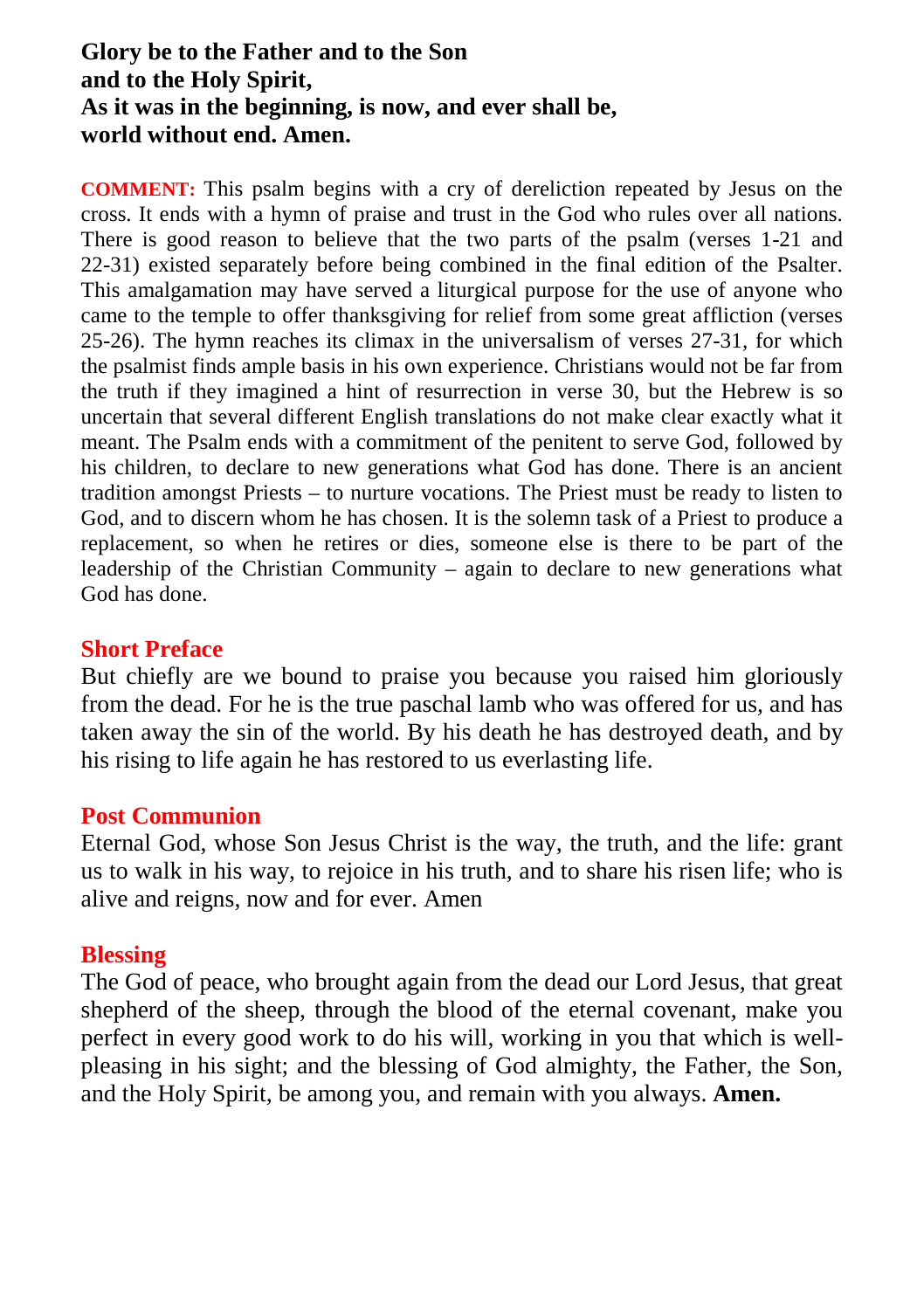**Glory be to the Father and to the Son**
**and to the Holy Spirit,**
**As it was in the beginning, is now, and ever shall be,**
**world without end. Amen.**

**COMMENT:** This psalm begins with a cry of dereliction repeated by Jesus on the cross. It ends with a hymn of praise and trust in the God who rules over all nations. There is good reason to believe that the two parts of the psalm (verses 1-21 and 22-31) existed separately before being combined in the final edition of the Psalter. This amalgamation may have served a liturgical purpose for the use of anyone who came to the temple to offer thanksgiving for relief from some great affliction (verses 25-26). The hymn reaches its climax in the universalism of verses 27-31, for which the psalmist finds ample basis in his own experience. Christians would not be far from the truth if they imagined a hint of resurrection in verse 30, but the Hebrew is so uncertain that several different English translations do not make clear exactly what it meant. The Psalm ends with a commitment of the penitent to serve God, followed by his children, to declare to new generations what God has done. There is an ancient tradition amongst Priests – to nurture vocations. The Priest must be ready to listen to God, and to discern whom he has chosen. It is the solemn task of a Priest to produce a replacement, so when he retires or dies, someone else is there to be part of the leadership of the Christian Community – again to declare to new generations what God has done.

## Short Preface

But chiefly are we bound to praise you because you raised him gloriously from the dead. For he is the true paschal lamb who was offered for us, and has taken away the sin of the world. By his death he has destroyed death, and by his rising to life again he has restored to us everlasting life.

## Post Communion

Eternal God, whose Son Jesus Christ is the way, the truth, and the life: grant us to walk in his way, to rejoice in his truth, and to share his risen life; who is alive and reigns, now and for ever. Amen

## Blessing

The God of peace, who brought again from the dead our Lord Jesus, that great shepherd of the sheep, through the blood of the eternal covenant, make you perfect in every good work to do his will, working in you that which is well-pleasing in his sight; and the blessing of God almighty, the Father, the Son, and the Holy Spirit, be among you, and remain with you always. **Amen.**